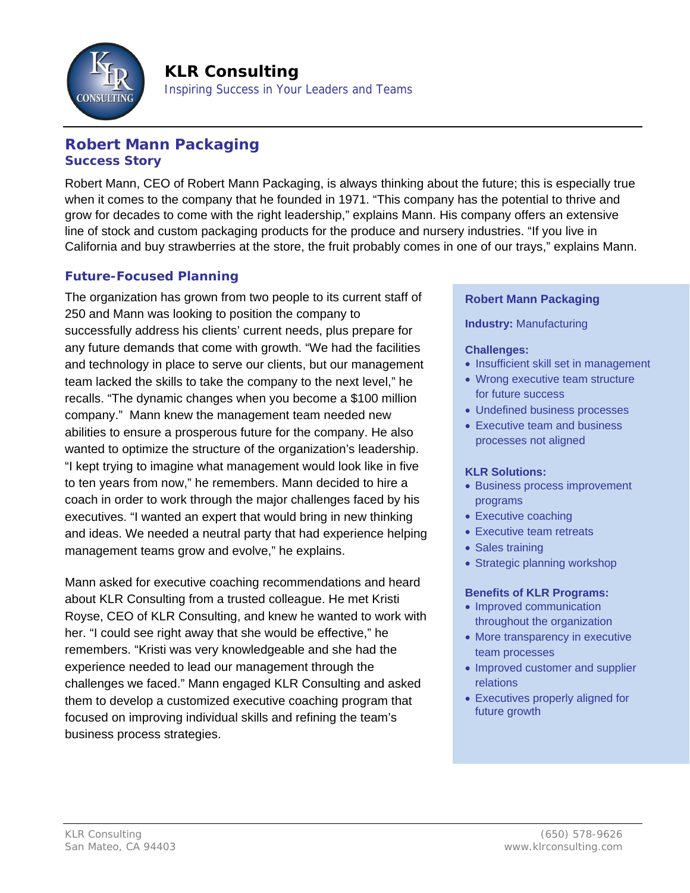# KLR Consulting

*Inspiring Success in Your Leaders and Teams*

## Robert Mann Packaging

### Success Story

Robert Mann, CEO of Robert Mann Packaging, is always thinking about the future; this is especially true when it comes to the company that he founded in 1971. “This company has the potential to thrive and grow for decades to come with the right leadership,” explains Mann. His company offers an extensive line of stock and custom packaging products for the produce and nursery industries. “If you live in California and buy strawberries at the store, the fruit probably comes in one of our trays,” explains Mann.

### Future-Focused Planning

The organization has grown from two people to its current staff of 250 and Mann was looking to position the company to successfully address his clients’ current needs, plus prepare for any future demands that come with growth. “We had the facilities and technology in place to serve our clients, but our management team lacked the skills to take the company to the next level,” he recalls. “The dynamic changes when you become a $100 million company.” Mann knew the management team needed new abilities to ensure a prosperous future for the company. He also wanted to optimize the structure of the organization’s leadership. “I kept trying to imagine what management would look like in five to ten years from now,” he remembers. Mann decided to hire a coach in order to work through the major challenges faced by his executives. “I wanted an expert that would bring in new thinking and ideas. We needed a neutral party that had experience helping management teams grow and evolve,” he explains.

Mann asked for executive coaching recommendations and heard about KLR Consulting from a trusted colleague. He met Kristi Royse, CEO of KLR Consulting, and knew he wanted to work with her. “I could see right away that she would be effective,” he remembers. “Kristi was very knowledgeable and she had the experience needed to lead our management through the challenges we faced.” Mann engaged KLR Consulting and asked them to develop a customized executive coaching program that focused on improving individual skills and refining the team’s business process strategies.

**Robert Mann Packaging**

**Industry:** Manufacturing

**Challenges:**

- Insufficient skill set in management
- Wrong executive team structure for future success
- Undefined business processes
- Executive team and business processes not aligned

**KLR Solutions:**

- Business process improvement programs
- Executive coaching
- Executive team retreats
- Sales training
- Strategic planning workshop

**Benefits of KLR Programs:**

- Improved communication throughout the organization
- More transparency in executive team processes
- Improved customer and supplier relations
- Executives properly aligned for future growth

KLR Consulting
San Mateo, CA 94403

(650) 578-9626
www.klrconsulting.com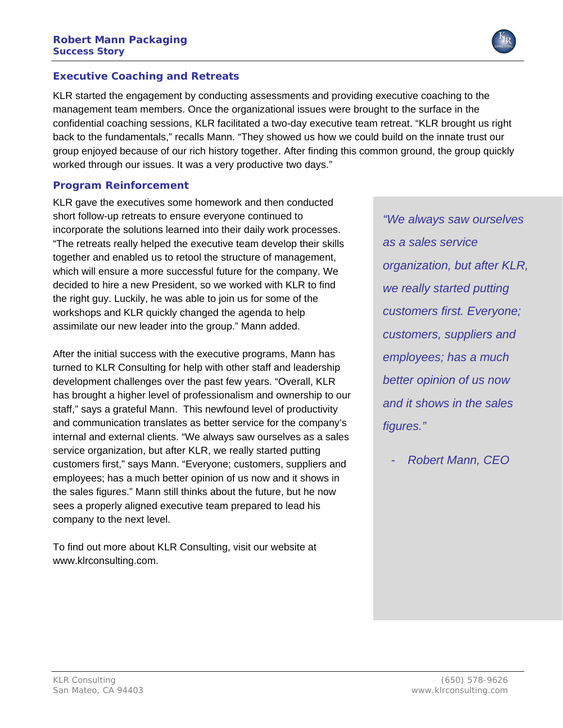## Executive Coaching and Retreats

KLR started the engagement by conducting assessments and providing executive coaching to the management team members. Once the organizational issues were brought to the surface in the confidential coaching sessions, KLR facilitated a two-day executive team retreat. "KLR brought us right back to the fundamentals," recalls Mann. "They showed us how we could build on the innate trust our group enjoyed because of our rich history together. After finding this common ground, the group quickly worked through our issues. It was a very productive two days."

## Program Reinforcement

KLR gave the executives some homework and then conducted short follow-up retreats to ensure everyone continued to incorporate the solutions learned into their daily work processes. "The retreats really helped the executive team develop their skills together and enabled us to retool the structure of management, which will ensure a more successful future for the company. We decided to hire a new President, so we worked with KLR to find the right guy. Luckily, he was able to join us for some of the workshops and KLR quickly changed the agenda to help assimilate our new leader into the group." Mann added.

After the initial success with the executive programs, Mann has turned to KLR Consulting for help with other staff and leadership development challenges over the past few years. "Overall, KLR has brought a higher level of professionalism and ownership to our staff," says a grateful Mann. This newfound level of productivity and communication translates as better service for the company's internal and external clients. "We always saw ourselves as a sales service organization, but after KLR, we really started putting customers first," says Mann. "Everyone; customers, suppliers and employees; has a much better opinion of us now and it shows in the sales figures." Mann still thinks about the future, but he now sees a properly aligned executive team prepared to lead his company to the next level.

To find out more about KLR Consulting, visit our website at www.klrconsulting.com.

> *"We always saw ourselves as a sales service organization, but after KLR, we really started putting customers first. Everyone; customers, suppliers and employees; has a much better opinion of us now and it shows in the sales figures."*
>
> *- Robert Mann, CEO*